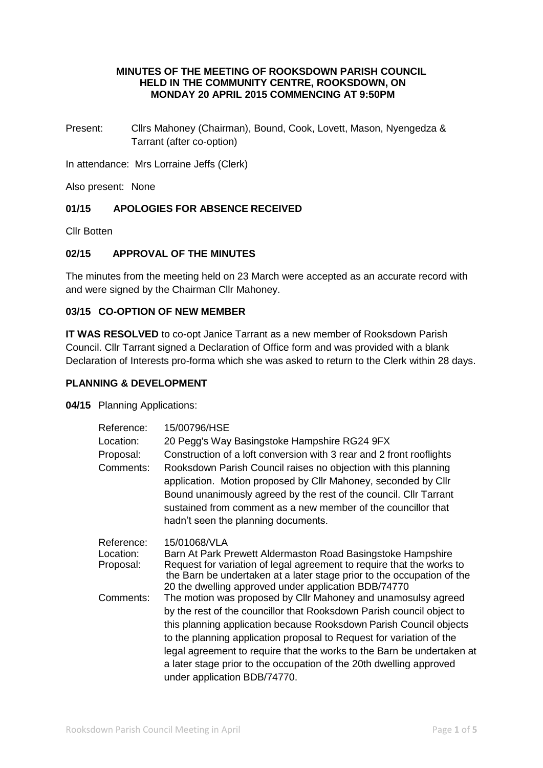**MINUTES OF THE MEETING OF ROOKSDOWN PARISH COUNCIL HELD IN THE COMMUNITY CENTRE, ROOKSDOWN, ON MONDAY 20 APRIL 2015 COMMENCING AT 9:50PM**

Present: Cllrs Mahoney (Chairman), Bound, Cook, Lovett, Mason, Nyengedza & Tarrant (after co-option)

In attendance: Mrs Lorraine Jeffs (Clerk)

Also present: None

### 01/15 APOLOGIES FOR ABSENCE RECEIVED

Cllr Botten

### 02/15 APPROVAL OF THE MINUTES

The minutes from the meeting held on 23 March were accepted as an accurate record with and were signed by the Chairman Cllr Mahoney.

### 03/15 CO-OPTION OF NEW MEMBER

**IT WAS RESOLVED** to co-opt Janice Tarrant as a new member of Rooksdown Parish Council. Cllr Tarrant signed a Declaration of Office form and was provided with a blank Declaration of Interests pro-forma which she was asked to return to the Clerk within 28 days.

### PLANNING & DEVELOPMENT

**04/15** Planning Applications:

| | |
|---|---|
| Reference: | 15/00796/HSE |
| Location: | 20 Pegg's Way Basingstoke Hampshire RG24 9FX |
| Proposal: | Construction of a loft conversion with 3 rear and 2 front rooflights |
| Comments: | Rooksdown Parish Council raises no objection with this planning application. Motion proposed by Cllr Mahoney, seconded by Cllr Bound unanimously agreed by the rest of the council. Cllr Tarrant sustained from comment as a new member of the councillor that hadn't seen the planning documents. |
| Reference: | 15/01068/VLA |
| Location: | Barn At Park Prewett Aldermaston Road Basingstoke Hampshire |
| Proposal: | Request for variation of legal agreement to require that the works to the Barn be undertaken at a later stage prior to the occupation of the 20 the dwelling approved under application BDB/74770 |
| Comments: | The motion was proposed by Cllr Mahoney and unamosulsy agreed by the rest of the councillor that Rooksdown Parish council object to this planning application because Rooksdown Parish Council objects to the planning application proposal to Request for variation of the legal agreement to require that the works to the Barn be undertaken at a later stage prior to the occupation of the 20th dwelling approved under application BDB/74770. |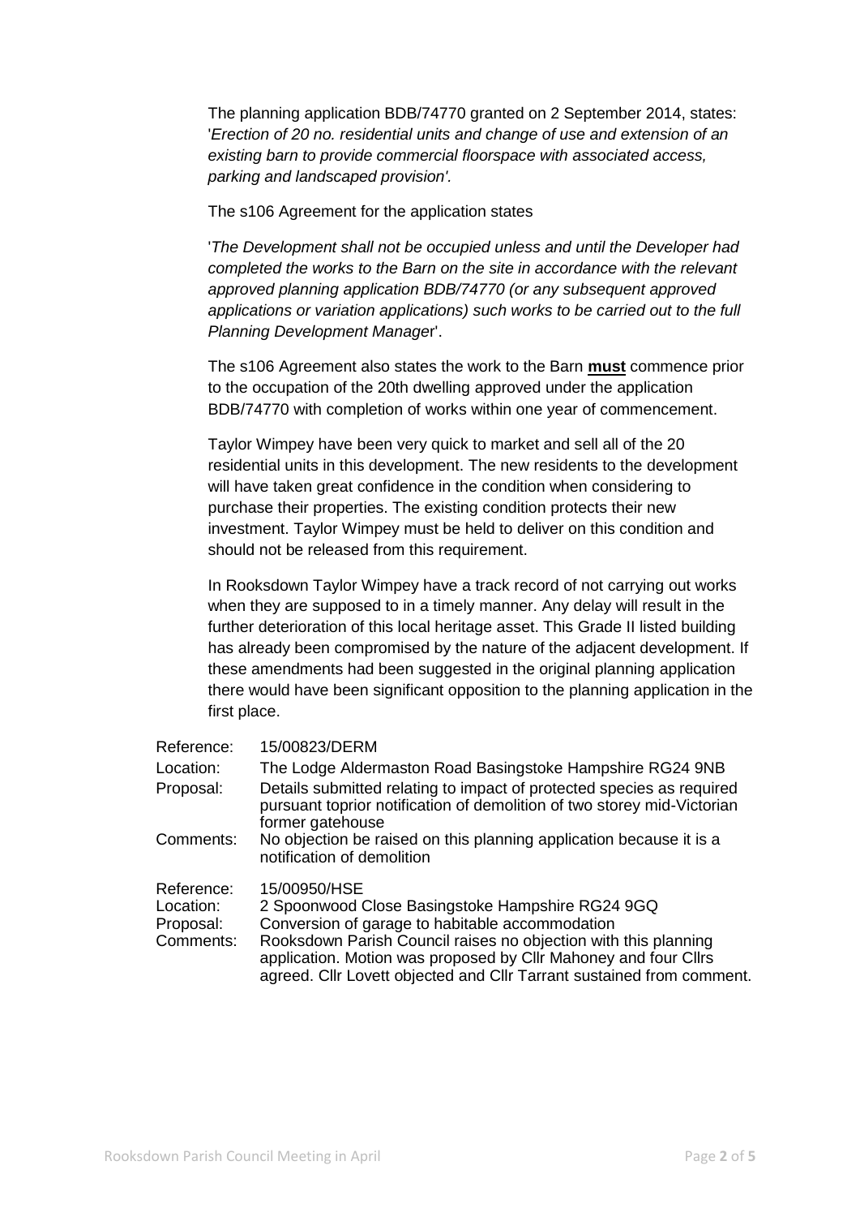The planning application BDB/74770 granted on 2 September 2014, states: '*Erection of 20 no. residential units and change of use and extension of an existing barn to provide commercial floorspace with associated access, parking and landscaped provision'.*

The s106 Agreement for the application states

'*The Development shall not be occupied unless and until the Developer had completed the works to the Barn on the site in accordance with the relevant approved planning application BDB/74770 (or any subsequent approved applications or variation applications) such works to be carried out to the full Planning Development Manage*r'.

The s106 Agreement also states the work to the Barn **<u>must</u>** commence prior to the occupation of the 20th dwelling approved under the application BDB/74770 with completion of works within one year of commencement.

Taylor Wimpey have been very quick to market and sell all of the 20 residential units in this development. The new residents to the development will have taken great confidence in the condition when considering to purchase their properties. The existing condition protects their new investment. Taylor Wimpey must be held to deliver on this condition and should not be released from this requirement.

In Rooksdown Taylor Wimpey have a track record of not carrying out works when they are supposed to in a timely manner. Any delay will result in the further deterioration of this local heritage asset. This Grade II listed building has already been compromised by the nature of the adjacent development. If these amendments had been suggested in the original planning application there would have been significant opposition to the planning application in the first place.

| | |
|---|---|
| Reference: | 15/00823/DERM |
| Location: | The Lodge Aldermaston Road Basingstoke Hampshire RG24 9NB |
| Proposal: | Details submitted relating to impact of protected species as required pursuant toprior notification of demolition of two storey mid-Victorian former gatehouse |
| Comments: | No objection be raised on this planning application because it is a notification of demolition |

| | |
|---|---|
| Reference: | 15/00950/HSE |
| Location: | 2 Spoonwood Close Basingstoke Hampshire RG24 9GQ |
| Proposal: | Conversion of garage to habitable accommodation |
| Comments: | Rooksdown Parish Council raises no objection with this planning application. Motion was proposed by Cllr Mahoney and four Cllrs agreed. Cllr Lovett objected and Cllr Tarrant sustained from comment. |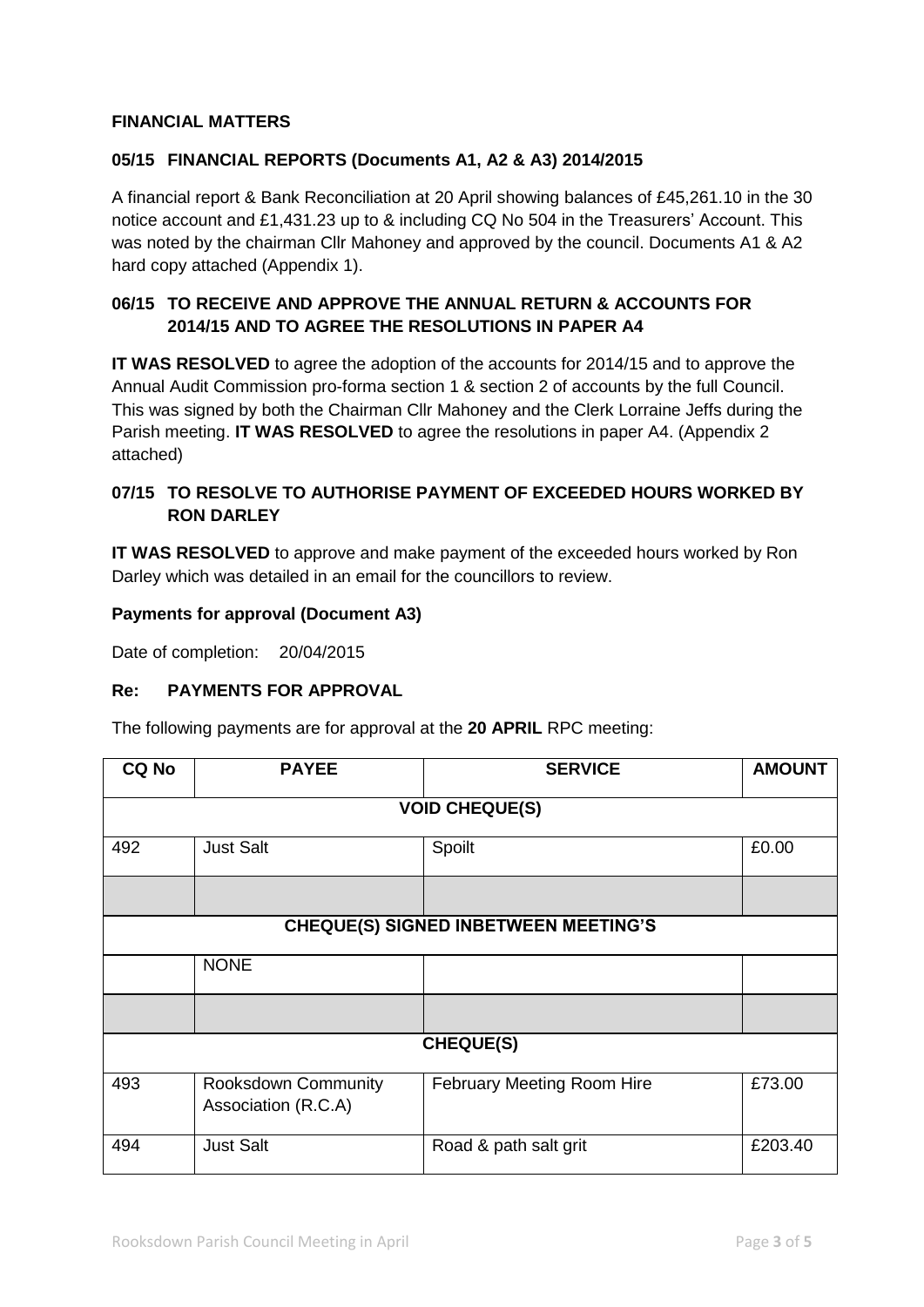**FINANCIAL MATTERS**

**05/15 FINANCIAL REPORTS (Documents A1, A2 & A3) 2014/2015**

A financial report & Bank Reconciliation at 20 April showing balances of £45,261.10 in the 30 notice account and £1,431.23 up to & including CQ No 504 in the Treasurers' Account. This was noted by the chairman Cllr Mahoney and approved by the council. Documents A1 & A2 hard copy attached (Appendix 1).

**06/15 TO RECEIVE AND APPROVE THE ANNUAL RETURN & ACCOUNTS FOR 2014/15 AND TO AGREE THE RESOLUTIONS IN PAPER A4**

**IT WAS RESOLVED** to agree the adoption of the accounts for 2014/15 and to approve the Annual Audit Commission pro-forma section 1 & section 2 of accounts by the full Council. This was signed by both the Chairman Cllr Mahoney and the Clerk Lorraine Jeffs during the Parish meeting. **IT WAS RESOLVED** to agree the resolutions in paper A4. (Appendix 2 attached)

**07/15 TO RESOLVE TO AUTHORISE PAYMENT OF EXCEEDED HOURS WORKED BY RON DARLEY**

**IT WAS RESOLVED** to approve and make payment of the exceeded hours worked by Ron Darley which was detailed in an email for the councillors to review.

**Payments for approval (Document A3)**

Date of completion: 20/04/2015

**Re: PAYMENTS FOR APPROVAL**

The following payments are for approval at the **20 APRIL** RPC meeting:

| CQ No | PAYEE | SERVICE | AMOUNT |
|---|---|---|---|
| **VOID CHEQUE(S)** | | | |
| 492 | Just Salt | Spoilt | £0.00 |
| | | | |
| **CHEQUE(S) SIGNED INBETWEEN MEETING'S** | | | |
| | NONE | | |
| | | | |
| **CHEQUE(S)** | | | |
| 493 | Rooksdown Community Association (R.C.A) | February Meeting Room Hire | £73.00 |
| 494 | Just Salt | Road & path salt grit | £203.40 |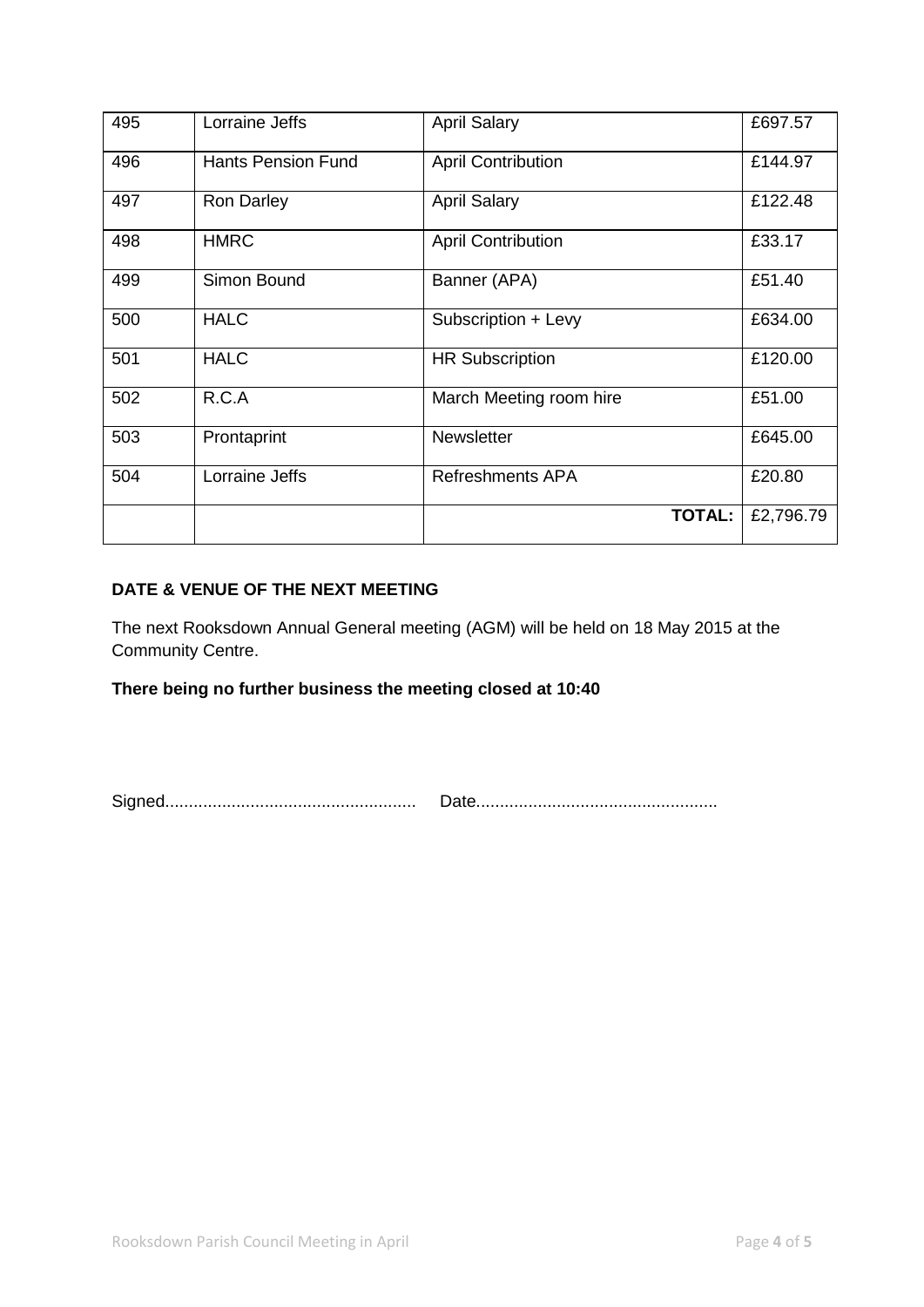| 495 | Lorraine Jeffs | April Salary | £697.57 |
|---|---|---|---|
| 496 | Hants Pension Fund | April Contribution | £144.97 |
| 497 | Ron Darley | April Salary | £122.48 |
| 498 | HMRC | April Contribution | £33.17 |
| 499 | Simon Bound | Banner (APA) | £51.40 |
| 500 | HALC | Subscription + Levy | £634.00 |
| 501 | HALC | HR Subscription | £120.00 |
| 502 | R.C.A | March Meeting room hire | £51.00 |
| 503 | Prontaprint | Newsletter | £645.00 |
| 504 | Lorraine Jeffs | Refreshments APA | £20.80 |
| | | **TOTAL:** | £2,796.79 |

**DATE & VENUE OF THE NEXT MEETING**

The next Rooksdown Annual General meeting (AGM) will be held on 18 May 2015 at the Community Centre.

**There being no further business the meeting closed at 10:40**

Signed.................................................... Date..................................................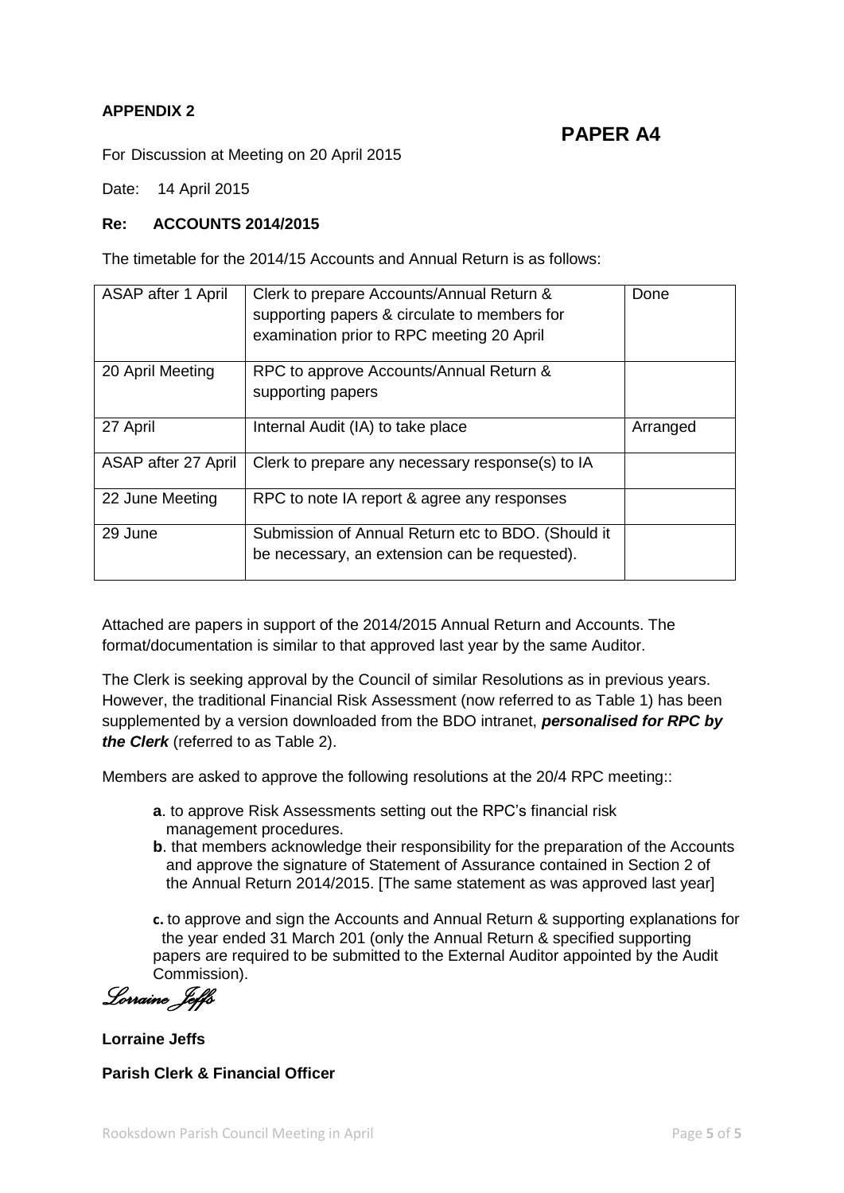**APPENDIX 2**

**PAPER A4**

For Discussion at Meeting on 20 April 2015

Date: 14 April 2015

**Re: ACCOUNTS 2014/2015**

The timetable for the 2014/15 Accounts and Annual Return is as follows:

| | | |
|---|---|---|
| ASAP after 1 April | Clerk to prepare Accounts/Annual Return & supporting papers & circulate to members for examination prior to RPC meeting 20 April | Done |
| 20 April Meeting | RPC to approve Accounts/Annual Return & supporting papers | |
| 27 April | Internal Audit (IA) to take place | Arranged |
| ASAP after 27 April | Clerk to prepare any necessary response(s) to IA | |
| 22 June Meeting | RPC to note IA report & agree any responses | |
| 29 June | Submission of Annual Return etc to BDO. (Should it be necessary, an extension can be requested). | |

Attached are papers in support of the 2014/2015 Annual Return and Accounts. The format/documentation is similar to that approved last year by the same Auditor.

The Clerk is seeking approval by the Council of similar Resolutions as in previous years. However, the traditional Financial Risk Assessment (now referred to as Table 1) has been supplemented by a version downloaded from the BDO intranet, ***personalised for RPC by the Clerk*** (referred to as Table 2).

Members are asked to approve the following resolutions at the 20/4 RPC meeting::

- **a**. to approve Risk Assessments setting out the RPC's financial risk management procedures.
- **b**. that members acknowledge their responsibility for the preparation of the Accounts and approve the signature of Statement of Assurance contained in Section 2 of the Annual Return 2014/2015. [The same statement as was approved last year]

- **c.** to approve and sign the Accounts and Annual Return & supporting explanations for the year ended 31 March 201 (only the Annual Return & specified supporting papers are required to be submitted to the External Auditor appointed by the Audit Commission).

*Lorraine Jeffs*

**Lorraine Jeffs**

**Parish Clerk & Financial Officer**